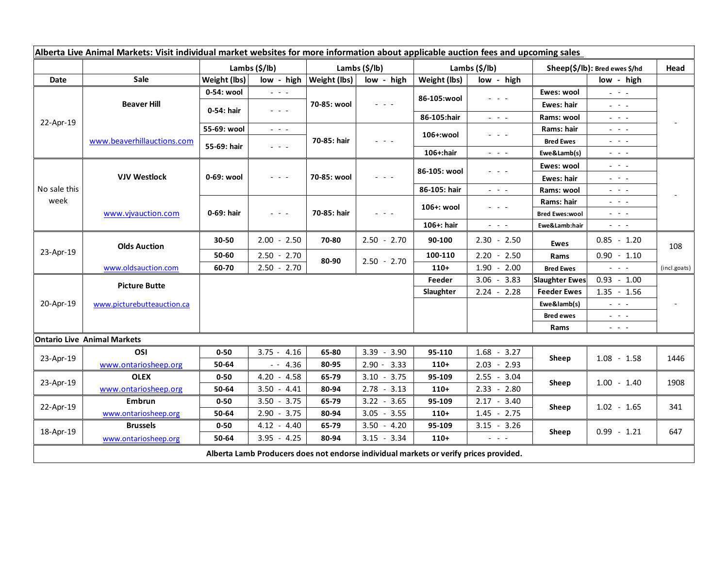| Alberta Live Animal Markets: Visit individual market websites for more information about applicable auction fees and upcoming sales | | | | | | | | | | |
|---|---|---|---|---|---|---|---|---|---|---|
| | | Lambs ($/lb) | | Lambs ($/lb) | | Lambs ($/lb) | | Sheep($/lb): Bred ewes $/hd | | Head |
| Date | Sale | Weight (lbs) | low - high | Weight (lbs) | low - high | Weight (lbs) | low - high | | low - high | |
| 22-Apr-19 | Beaver Hill | 0-54: wool | - - - | 70-85: wool | - - - | 86-105:wool | - - - | Ewes: wool | - - - | - |
| | | 0-54: hair | - - - | | | | | Ewes: hair | - - - | |
| | | | | | | 86-105:hair | - - - | Rams: wool | - - - | |
| | www.beaverhillauctions.com | 55-69: wool | - - - | 70-85: hair | - - - | 106+:wool | - - - | Rams: hair | - - - | |
| | | 55-69: hair | - - - | | | | | Bred Ewes | - - - | |
| | | | | | | 106+:hair | - - - | Ewe&Lamb(s) | - - - | |
| No sale this week | VJV Westlock | 0-69: wool | - - - | 70-85: wool | - - - | 86-105: wool | - - - | Ewes: wool | - - - | - |
| | | | | | | | | Ewes: hair | - - - | |
| | | | | | | 86-105: hair | - - - | Rams: wool | - - - | |
| | www.vjvauction.com | 0-69: hair | - - - | 70-85: hair | - - - | 106+: wool | - - - | Rams: hair | - - - | |
| | | | | | | | | Bred Ewes:wool | - - - | |
| | | | | | | 106+: hair | - - - | Ewe&Lamb:hair | - - - | |
| 23-Apr-19 | Olds Auction | 30-50 | 2.00 - 2.50 | 70-80 | 2.50 - 2.70 | 90-100 | 2.30 - 2.50 | Ewes | 0.85 - 1.20 | 108 |
| | | 50-60 | 2.50 - 2.70 | 80-90 | 2.50 - 2.70 | 100-110 | 2.20 - 2.50 | Rams | 0.90 - 1.10 | |
| | www.oldsauction.com | 60-70 | 2.50 - 2.70 | | | 110+ | 1.90 - 2.00 | Bred Ewes | - - - | (incl.goats) |
| 20-Apr-19 | Picture Butte | | | | | Feeder | 3.06 - 3.83 | Slaughter Ewes | 0.93 - 1.00 | - |
| | | | | | | Slaughter | 2.24 - 2.28 | Feeder Ewes | 1.35 - 1.56 | |
| | www.picturebutteauction.ca | | | | | | | Ewe&lamb(s) | - - - | |
| | | | | | | | | Bred ewes | - - - | |
| | | | | | | | | Rams | - - - | |
| **Ontario Live Animal Markets** | | | | | | | | | | |
| 23-Apr-19 | OSI | 0-50 | 3.75 - 4.16 | 65-80 | 3.39 - 3.90 | 95-110 | 1.68 - 3.27 | Sheep | 1.08 - 1.58 | 1446 |
| | www.ontariosheep.org | 50-64 | - - 4.36 | 80-95 | 2.90 - 3.33 | 110+ | 2.03 - 2.93 | | | |
| 23-Apr-19 | OLEX | 0-50 | 4.20 - 4.58 | 65-79 | 3.10 - 3.75 | 95-109 | 2.55 - 3.04 | Sheep | 1.00 - 1.40 | 1908 |
| | www.ontariosheep.org | 50-64 | 3.50 - 4.41 | 80-94 | 2.78 - 3.13 | 110+ | 2.33 - 2.80 | | | |
| 22-Apr-19 | Embrun | 0-50 | 3.50 - 3.75 | 65-79 | 3.22 - 3.65 | 95-109 | 2.17 - 3.40 | Sheep | 1.02 - 1.65 | 341 |
| | www.ontariosheep.org | 50-64 | 2.90 - 3.75 | 80-94 | 3.05 - 3.55 | 110+ | 1.45 - 2.75 | | | |
| 18-Apr-19 | Brussels | 0-50 | 4.12 - 4.40 | 65-79 | 3.50 - 4.20 | 95-109 | 3.15 - 3.26 | Sheep | 0.99 - 1.21 | 647 |
| | www.ontariosheep.org | 50-64 | 3.95 - 4.25 | 80-94 | 3.15 - 3.34 | 110+ | - - - | | | |

**Alberta Lamb Producers does not endorse individual markets or verify prices provided.**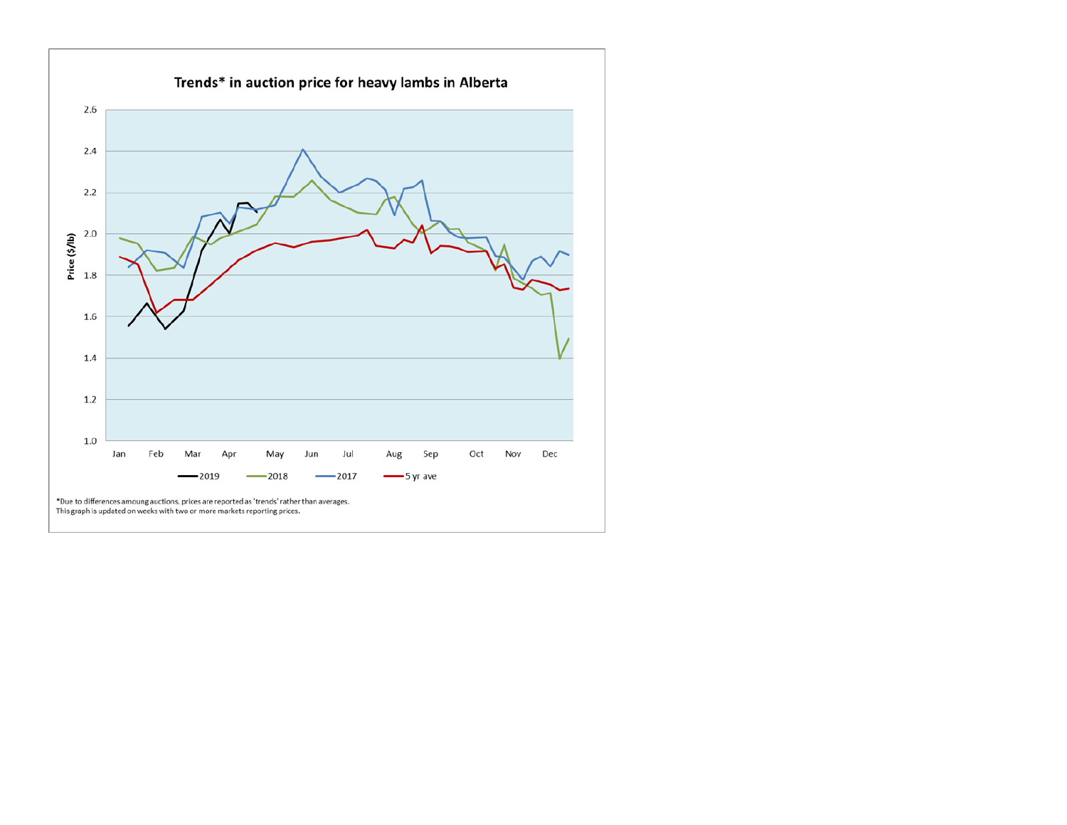**Trends* in auction price for heavy lambs in Alberta**

Price ($/lb)

2.6
2.4
2.2
2.0
1.8
1.6
1.4
1.2
1.0

Jan Feb Mar Apr May Jun Jul Aug Sep Oct Nov Dec

2019 2018 2017 5 yr ave

*Due to differences amoung auctions, prices are reported as 'trends' rather than averages.
This graph is updated on weeks with two or more markets reporting prices.